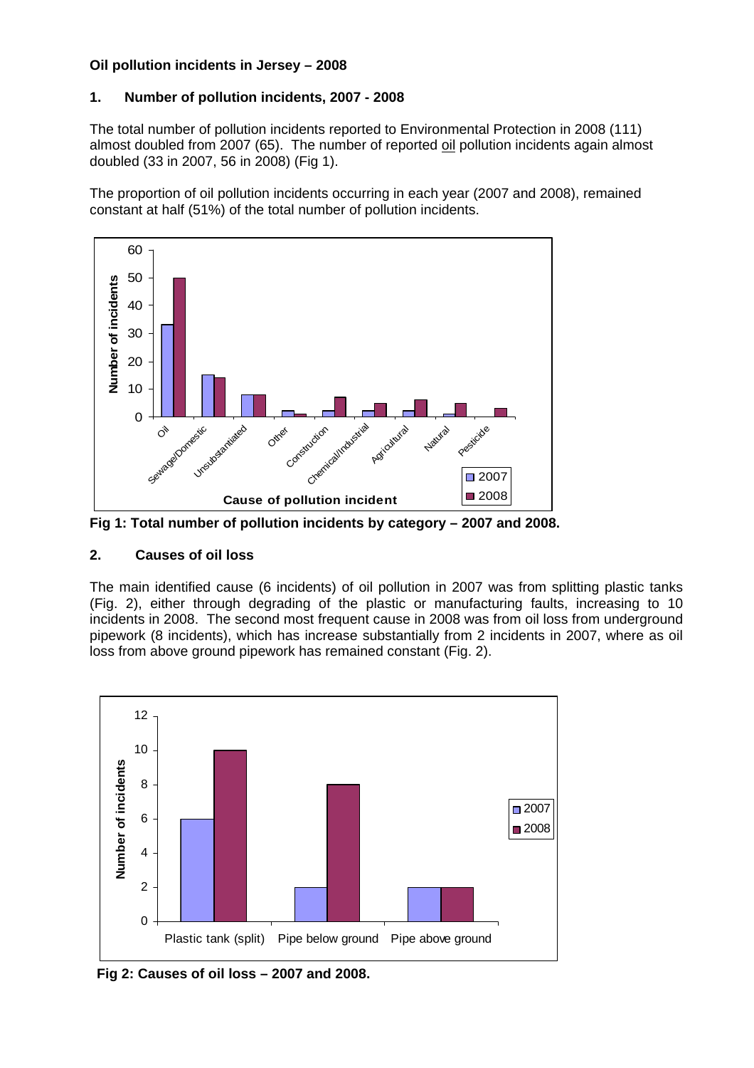**Oil pollution incidents in Jersey – 2008**

## 1. Number of pollution incidents, 2007 - 2008

The total number of pollution incidents reported to Environmental Protection in 2008 (111) almost doubled from 2007 (65). The number of reported oil pollution incidents again almost doubled (33 in 2007, 56 in 2008) (Fig 1).

The proportion of oil pollution incidents occurring in each year (2007 and 2008), remained constant at half (51%) of the total number of pollution incidents.

**Fig 1: Total number of pollution incidents by category – 2007 and 2008.**

## 2. Causes of oil loss

The main identified cause (6 incidents) of oil pollution in 2007 was from splitting plastic tanks (Fig. 2), either through degrading of the plastic or manufacturing faults, increasing to 10 incidents in 2008. The second most frequent cause in 2008 was from oil loss from underground pipework (8 incidents), which has increase substantially from 2 incidents in 2007, where as oil loss from above ground pipework has remained constant (Fig. 2).

**Fig 2: Causes of oil loss – 2007 and 2008.**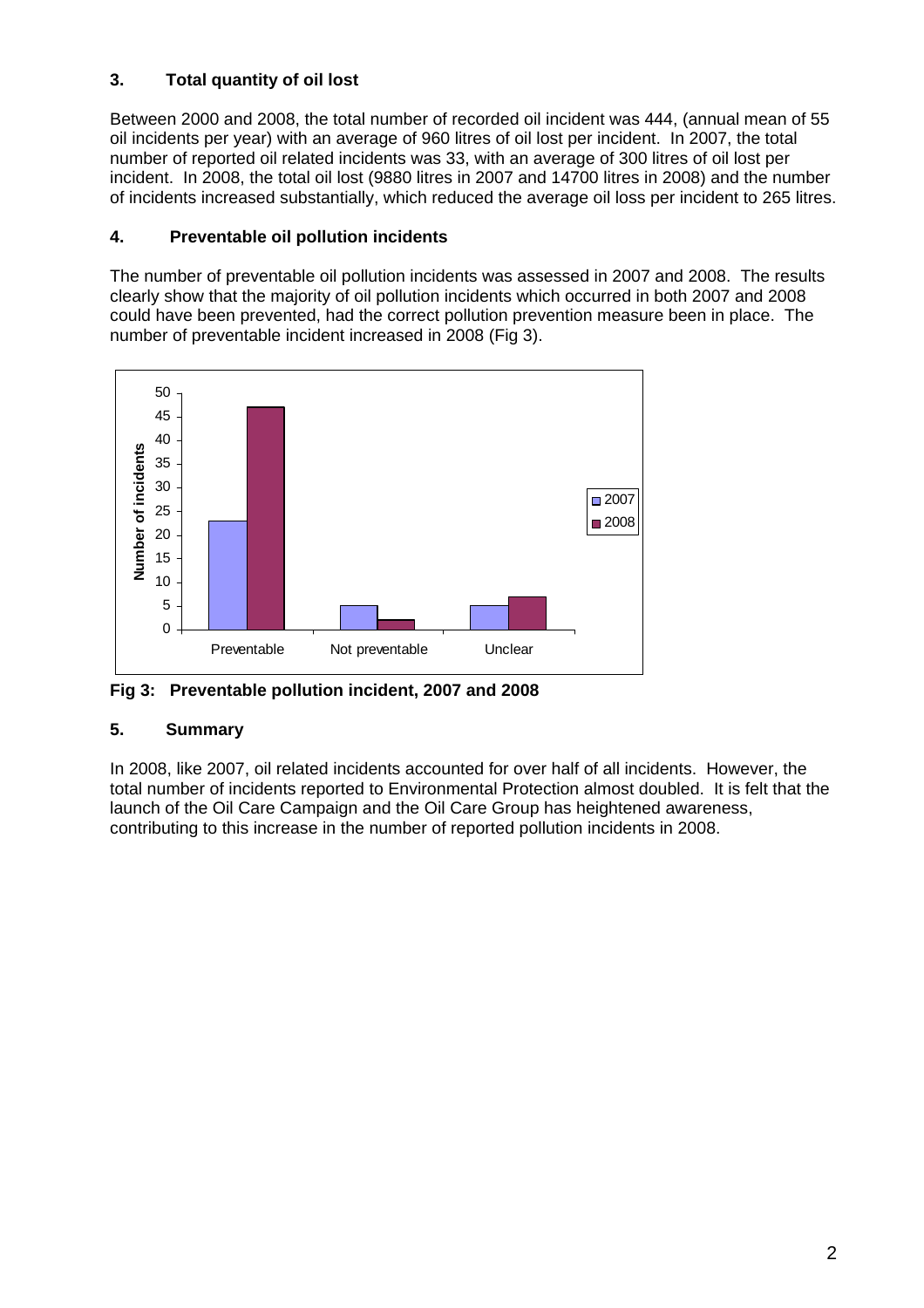## 3. Total quantity of oil lost

Between 2000 and 2008, the total number of recorded oil incident was 444, (annual mean of 55 oil incidents per year) with an average of 960 litres of oil lost per incident. In 2007, the total number of reported oil related incidents was 33, with an average of 300 litres of oil lost per incident. In 2008, the total oil lost (9880 litres in 2007 and 14700 litres in 2008) and the number of incidents increased substantially, which reduced the average oil loss per incident to 265 litres.

## 4. Preventable oil pollution incidents

The number of preventable oil pollution incidents was assessed in 2007 and 2008. The results clearly show that the majority of oil pollution incidents which occurred in both 2007 and 2008 could have been prevented, had the correct pollution prevention measure been in place. The number of preventable incident increased in 2008 (Fig 3).

Number of incidents

0
5
10
15
20
25
30
35
40
45
50

Preventable
Not preventable
Unclear

2007
2008

**Fig 3: Preventable pollution incident, 2007 and 2008**

## 5. Summary

In 2008, like 2007, oil related incidents accounted for over half of all incidents. However, the total number of incidents reported to Environmental Protection almost doubled. It is felt that the launch of the Oil Care Campaign and the Oil Care Group has heightened awareness, contributing to this increase in the number of reported pollution incidents in 2008.